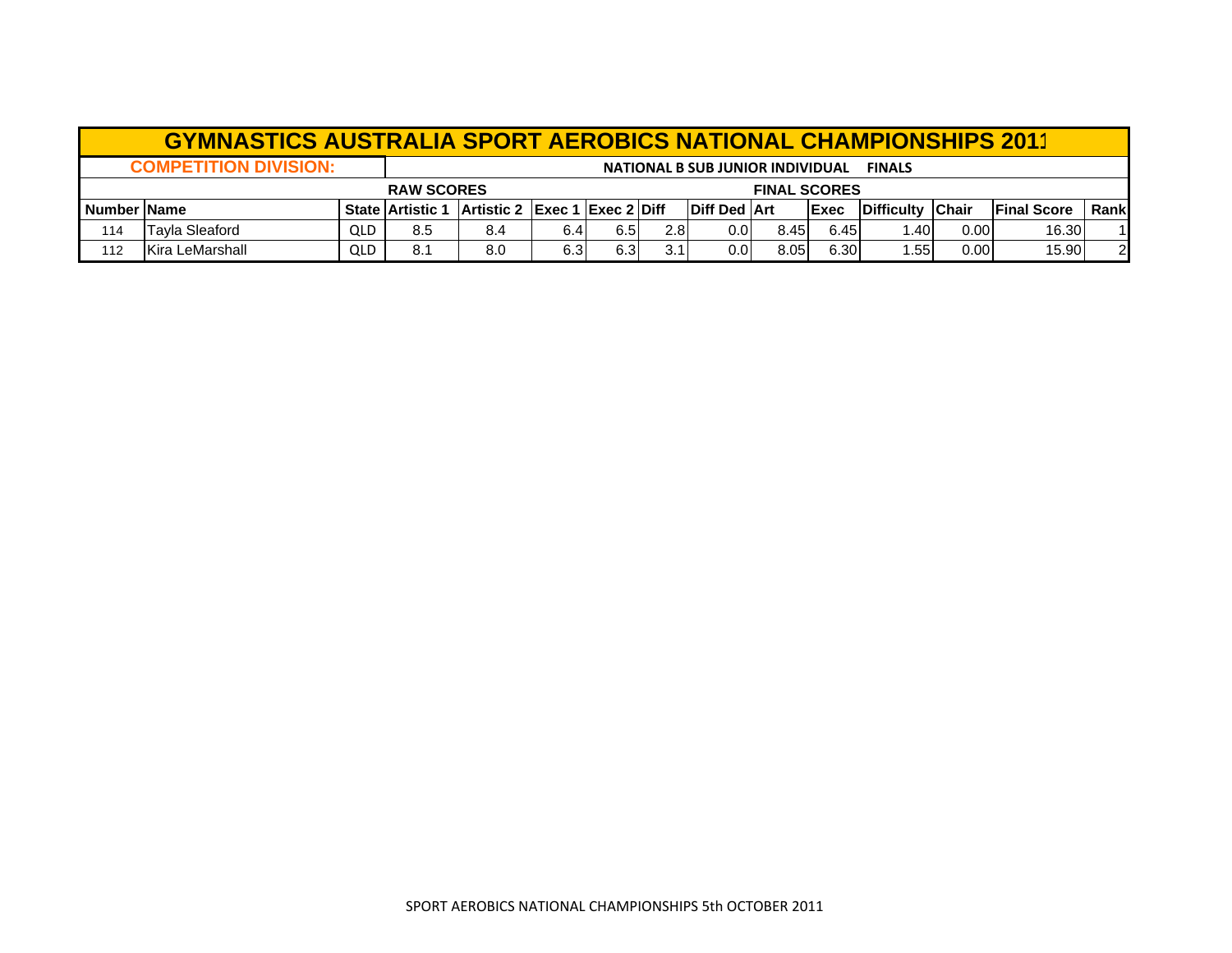# GYMNASTICS AUSTRALIA SPORT AEROBICS NATIONAL CHAMPIONSHIPS 2011

**COMPETITION DIVISION:** NATIONAL B SUB JUNIOR INDIVIDUAL FINALS

| | | | RAW SCORES | | | | | | FINAL SCORES | | | | | |
|---|---|---|---|---|---|---|---|---|---|---|---|---|---|---|
| Number | Name | State | Artistic 1 | Artistic 2 | Exec 1 | Exec 2 | Diff | Diff Ded | Art | Exec | Difficulty | Chair | Final Score | Rank |
| 114 | Tayla Sleaford | QLD | 8.5 | 8.4 | 6.4 | 6.5 | 2.8 | 0.0 | 8.45 | 6.45 | 1.40 | 0.00 | 16.30 | 1 |
| 112 | Kira LeMarshall | QLD | 8.1 | 8.0 | 6.3 | 6.3 | 3.1 | 0.0 | 8.05 | 6.30 | 1.55 | 0.00 | 15.90 | 2 |

SPORT AEROBICS NATIONAL CHAMPIONSHIPS 5th OCTOBER 2011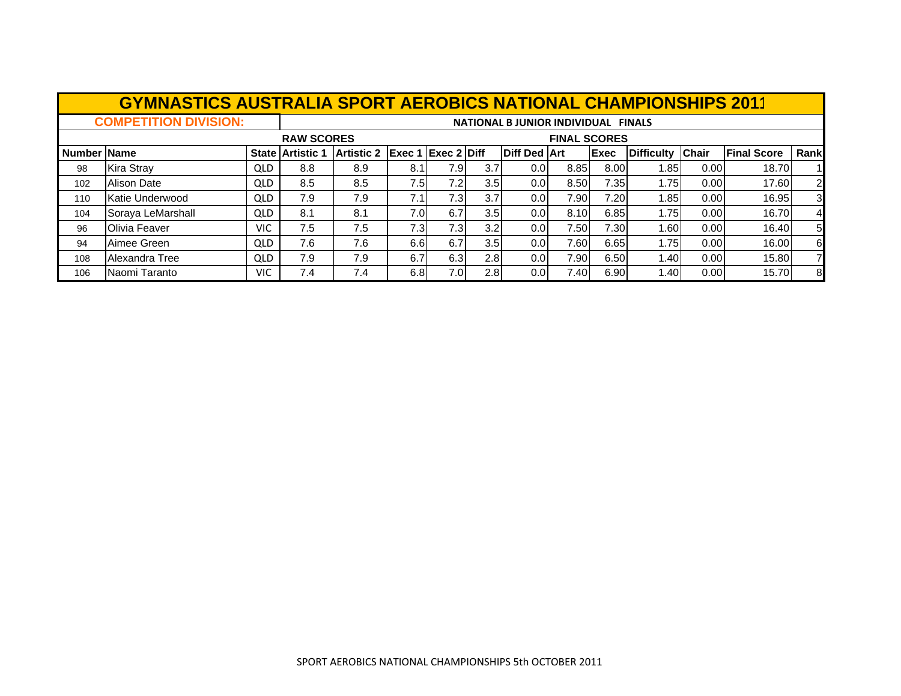# GYMNASTICS AUSTRALIA SPORT AEROBICS NATIONAL CHAMPIONSHIPS 2011

**COMPETITION DIVISION:** NATIONAL B JUNIOR INDIVIDUAL FINALS

| | | | RAW SCORES | | | | | | FINAL SCORES | | | | | |
|---|---|---|---|---|---|---|---|---|---|---|---|---|---|---|
| **Number** | **Name** | **State** | **Artistic 1** | **Artistic 2** | **Exec 1** | **Exec 2** | **Diff** | **Diff Ded** | **Art** | **Exec** | **Difficulty** | **Chair** | **Final Score** | **Rank** |
| 98 | Kira Stray | QLD | 8.8 | 8.9 | 8.1 | 7.9 | 3.7 | 0.0 | 8.85 | 8.00 | 1.85 | 0.00 | 18.70 | 1 |
| 102 | Alison Date | QLD | 8.5 | 8.5 | 7.5 | 7.2 | 3.5 | 0.0 | 8.50 | 7.35 | 1.75 | 0.00 | 17.60 | 2 |
| 110 | Katie Underwood | QLD | 7.9 | 7.9 | 7.1 | 7.3 | 3.7 | 0.0 | 7.90 | 7.20 | 1.85 | 0.00 | 16.95 | 3 |
| 104 | Soraya LeMarshall | QLD | 8.1 | 8.1 | 7.0 | 6.7 | 3.5 | 0.0 | 8.10 | 6.85 | 1.75 | 0.00 | 16.70 | 4 |
| 96 | Olivia Feaver | VIC | 7.5 | 7.5 | 7.3 | 7.3 | 3.2 | 0.0 | 7.50 | 7.30 | 1.60 | 0.00 | 16.40 | 5 |
| 94 | Aimee Green | QLD | 7.6 | 7.6 | 6.6 | 6.7 | 3.5 | 0.0 | 7.60 | 6.65 | 1.75 | 0.00 | 16.00 | 6 |
| 108 | Alexandra Tree | QLD | 7.9 | 7.9 | 6.7 | 6.3 | 2.8 | 0.0 | 7.90 | 6.50 | 1.40 | 0.00 | 15.80 | 7 |
| 106 | Naomi Taranto | VIC | 7.4 | 7.4 | 6.8 | 7.0 | 2.8 | 0.0 | 7.40 | 6.90 | 1.40 | 0.00 | 15.70 | 8 |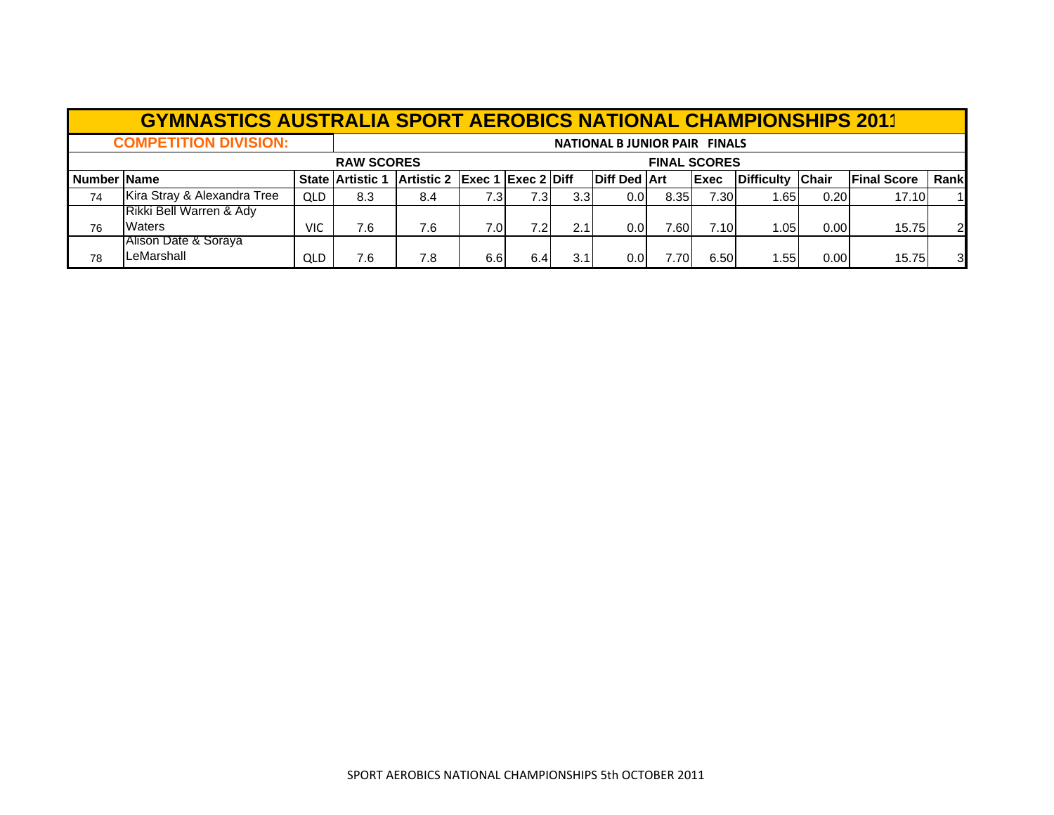# GYMNASTICS AUSTRALIA SPORT AEROBICS NATIONAL CHAMPIONSHIPS 2011

**COMPETITION DIVISION:** **NATIONAL B JUNIOR PAIR FINALS**

| | | | RAW SCORES | | | | | | FINAL SCORES | | | | | |
|---|---|---|---|---|---|---|---|---|---|---|---|---|---|---|
| **Number** | **Name** | **State** | **Artistic 1** | **Artistic 2** | **Exec 1** | **Exec 2** | **Diff** | **Diff Ded** | **Art** | **Exec** | **Difficulty** | **Chair** | **Final Score** | **Rank** |
| 74 | Kira Stray & Alexandra Tree | QLD | 8.3 | 8.4 | 7.3 | 7.3 | 3.3 | 0.0 | 8.35 | 7.30 | 1.65 | 0.20 | 17.10 | 1 |
| 76 | Rikki Bell Warren & Ady Waters | VIC | 7.6 | 7.6 | 7.0 | 7.2 | 2.1 | 0.0 | 7.60 | 7.10 | 1.05 | 0.00 | 15.75 | 2 |
| 78 | Alison Date & Soraya LeMarshall | QLD | 7.6 | 7.8 | 6.6 | 6.4 | 3.1 | 0.0 | 7.70 | 6.50 | 1.55 | 0.00 | 15.75 | 3 |

SPORT AEROBICS NATIONAL CHAMPIONSHIPS 5th OCTOBER 2011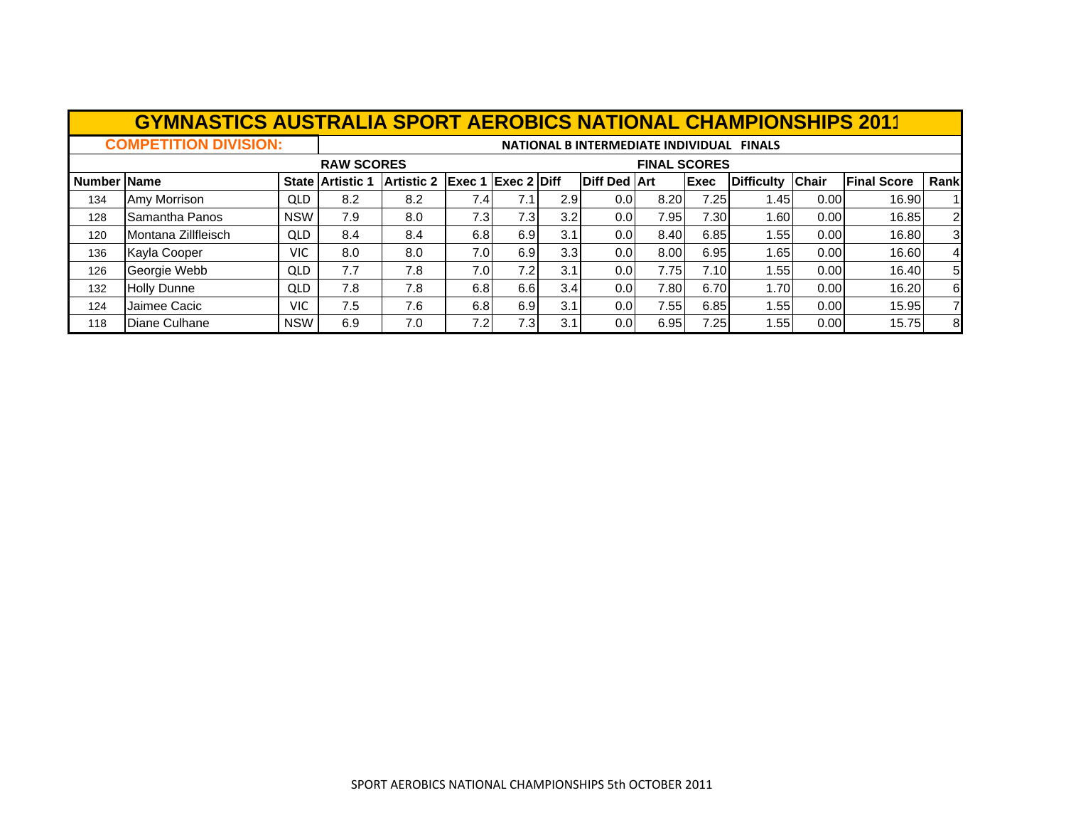# GYMNASTICS AUSTRALIA SPORT AEROBICS NATIONAL CHAMPIONSHIPS 2011

**COMPETITION DIVISION:** NATIONAL B INTERMEDIATE INDIVIDUAL FINALS

| | | | RAW SCORES | | | | | | FINAL SCORES | | | | | |
|---|---|---|---|---|---|---|---|---|---|---|---|---|---|---|
| **Number** | **Name** | **State** | **Artistic 1** | **Artistic 2** | **Exec 1** | **Exec 2** | **Diff** | **Diff Ded** | **Art** | **Exec** | **Difficulty** | **Chair** | **Final Score** | **Rank** |
| 134 | Amy Morrison | QLD | 8.2 | 8.2 | 7.4 | 7.1 | 2.9 | 0.0 | 8.20 | 7.25 | 1.45 | 0.00 | 16.90 | 1 |
| 128 | Samantha Panos | NSW | 7.9 | 8.0 | 7.3 | 7.3 | 3.2 | 0.0 | 7.95 | 7.30 | 1.60 | 0.00 | 16.85 | 2 |
| 120 | Montana Zillfleisch | QLD | 8.4 | 8.4 | 6.8 | 6.9 | 3.1 | 0.0 | 8.40 | 6.85 | 1.55 | 0.00 | 16.80 | 3 |
| 136 | Kayla Cooper | VIC | 8.0 | 8.0 | 7.0 | 6.9 | 3.3 | 0.0 | 8.00 | 6.95 | 1.65 | 0.00 | 16.60 | 4 |
| 126 | Georgie Webb | QLD | 7.7 | 7.8 | 7.0 | 7.2 | 3.1 | 0.0 | 7.75 | 7.10 | 1.55 | 0.00 | 16.40 | 5 |
| 132 | Holly Dunne | QLD | 7.8 | 7.8 | 6.8 | 6.6 | 3.4 | 0.0 | 7.80 | 6.70 | 1.70 | 0.00 | 16.20 | 6 |
| 124 | Jaimee Cacic | VIC | 7.5 | 7.6 | 6.8 | 6.9 | 3.1 | 0.0 | 7.55 | 6.85 | 1.55 | 0.00 | 15.95 | 7 |
| 118 | Diane Culhane | NSW | 6.9 | 7.0 | 7.2 | 7.3 | 3.1 | 0.0 | 6.95 | 7.25 | 1.55 | 0.00 | 15.75 | 8 |

SPORT AEROBICS NATIONAL CHAMPIONSHIPS 5th OCTOBER 2011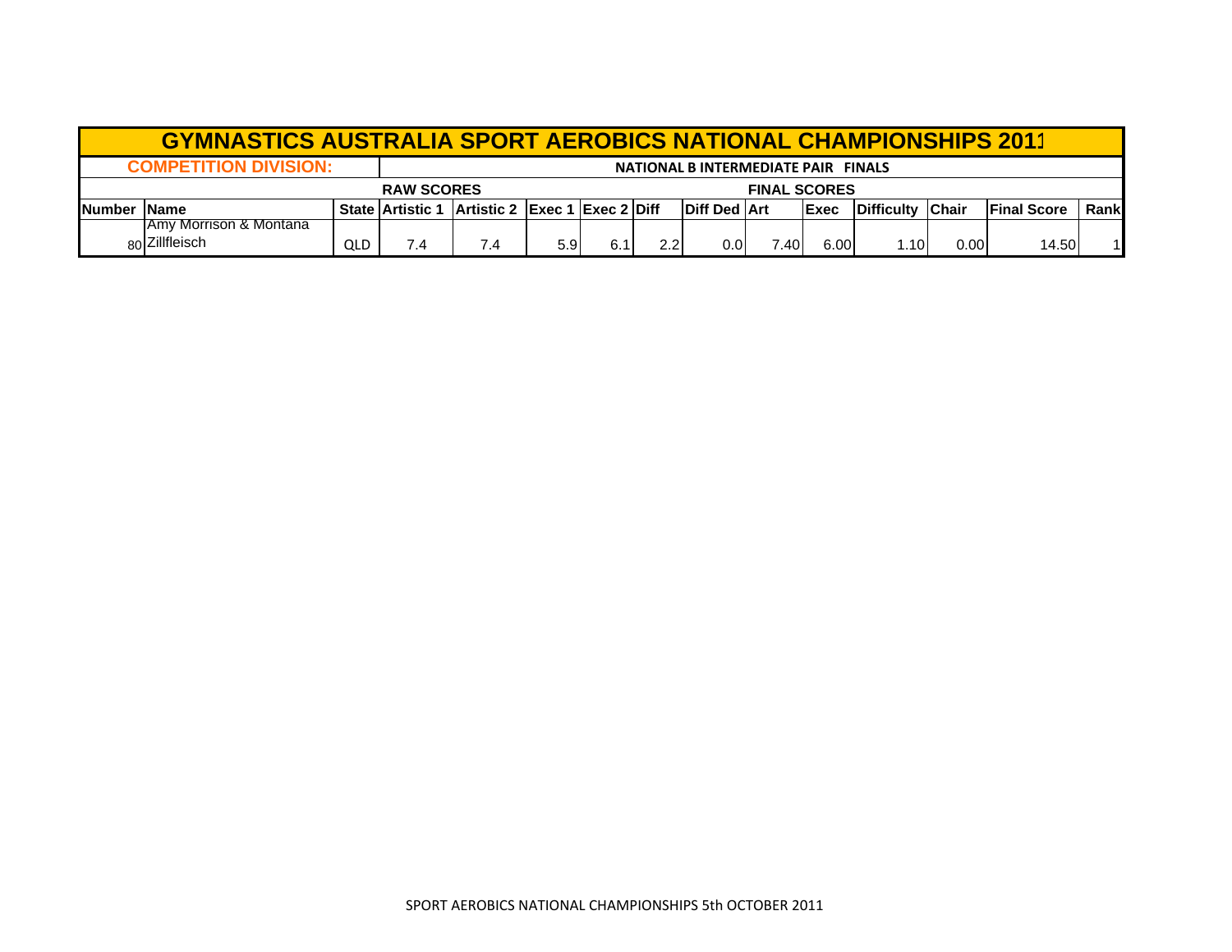# GYMNASTICS AUSTRALIA SPORT AEROBICS NATIONAL CHAMPIONSHIPS 2011

**COMPETITION DIVISION:** NATIONAL B INTERMEDIATE PAIR FINALS

| | | | RAW SCORES | | | | | | FINAL SCORES | | | | | |
|---|---|---|---|---|---|---|---|---|---|---|---|---|---|---|
| **Number** | **Name** | **State** | **Artistic 1** | **Artistic 2** | **Exec 1** | **Exec 2** | **Diff** | **Diff Ded** | **Art** | **Exec** | **Difficulty** | **Chair** | **Final Score** | **Rank** |
| 80 | Amy Morrison & Montana Zillfleisch | QLD | 7.4 | 7.4 | 5.9 | 6.1 | 2.2 | 0.0 | 7.40 | 6.00 | 1.10 | 0.00 | 14.50 | 1 |

SPORT AEROBICS NATIONAL CHAMPIONSHIPS 5th OCTOBER 2011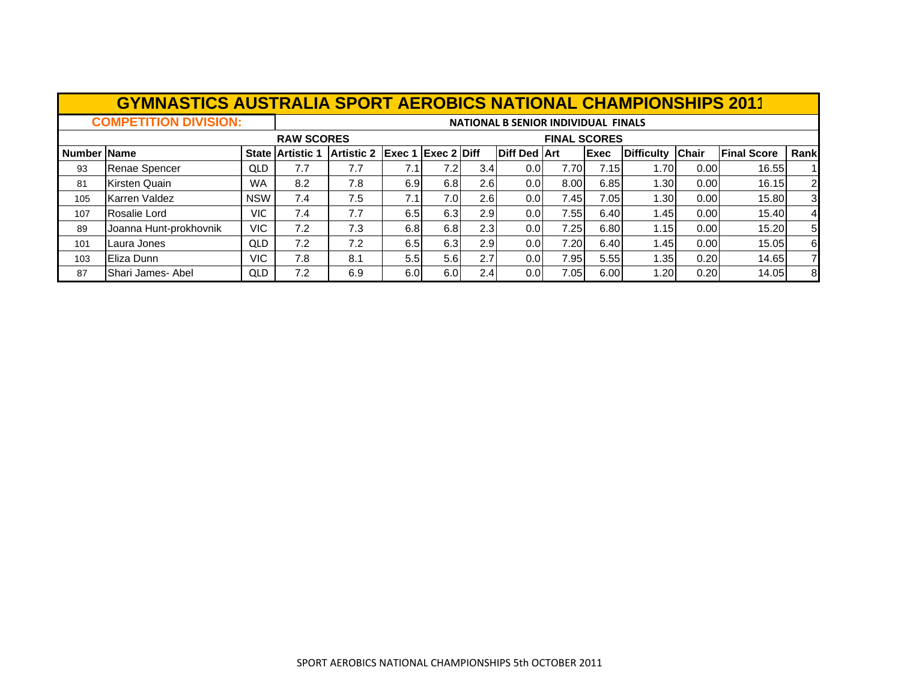# GYMNASTICS AUSTRALIA SPORT AEROBICS NATIONAL CHAMPIONSHIPS 2011

**COMPETITION DIVISION:** NATIONAL B SENIOR INDIVIDUAL FINALS

| | | | RAW SCORES | | | | | | FINAL SCORES | | | | | |
|---|---|---|---|---|---|---|---|---|---|---|---|---|---|---|
| **Number** | **Name** | **State** | **Artistic 1** | **Artistic 2** | **Exec 1** | **Exec 2** | **Diff** | **Diff Ded** | **Art** | **Exec** | **Difficulty** | **Chair** | **Final Score** | **Rank** |
| 93 | Renae Spencer | QLD | 7.7 | 7.7 | 7.1 | 7.2 | 3.4 | 0.0 | 7.70 | 7.15 | 1.70 | 0.00 | 16.55 | 1 |
| 81 | Kirsten Quain | WA | 8.2 | 7.8 | 6.9 | 6.8 | 2.6 | 0.0 | 8.00 | 6.85 | 1.30 | 0.00 | 16.15 | 2 |
| 105 | Karren Valdez | NSW | 7.4 | 7.5 | 7.1 | 7.0 | 2.6 | 0.0 | 7.45 | 7.05 | 1.30 | 0.00 | 15.80 | 3 |
| 107 | Rosalie Lord | VIC | 7.4 | 7.7 | 6.5 | 6.3 | 2.9 | 0.0 | 7.55 | 6.40 | 1.45 | 0.00 | 15.40 | 4 |
| 89 | Joanna Hunt-prokhovnik | VIC | 7.2 | 7.3 | 6.8 | 6.8 | 2.3 | 0.0 | 7.25 | 6.80 | 1.15 | 0.00 | 15.20 | 5 |
| 101 | Laura Jones | QLD | 7.2 | 7.2 | 6.5 | 6.3 | 2.9 | 0.0 | 7.20 | 6.40 | 1.45 | 0.00 | 15.05 | 6 |
| 103 | Eliza Dunn | VIC | 7.8 | 8.1 | 5.5 | 5.6 | 2.7 | 0.0 | 7.95 | 5.55 | 1.35 | 0.20 | 14.65 | 7 |
| 87 | Shari James- Abel | QLD | 7.2 | 6.9 | 6.0 | 6.0 | 2.4 | 0.0 | 7.05 | 6.00 | 1.20 | 0.20 | 14.05 | 8 |

SPORT AEROBICS NATIONAL CHAMPIONSHIPS 5th OCTOBER 2011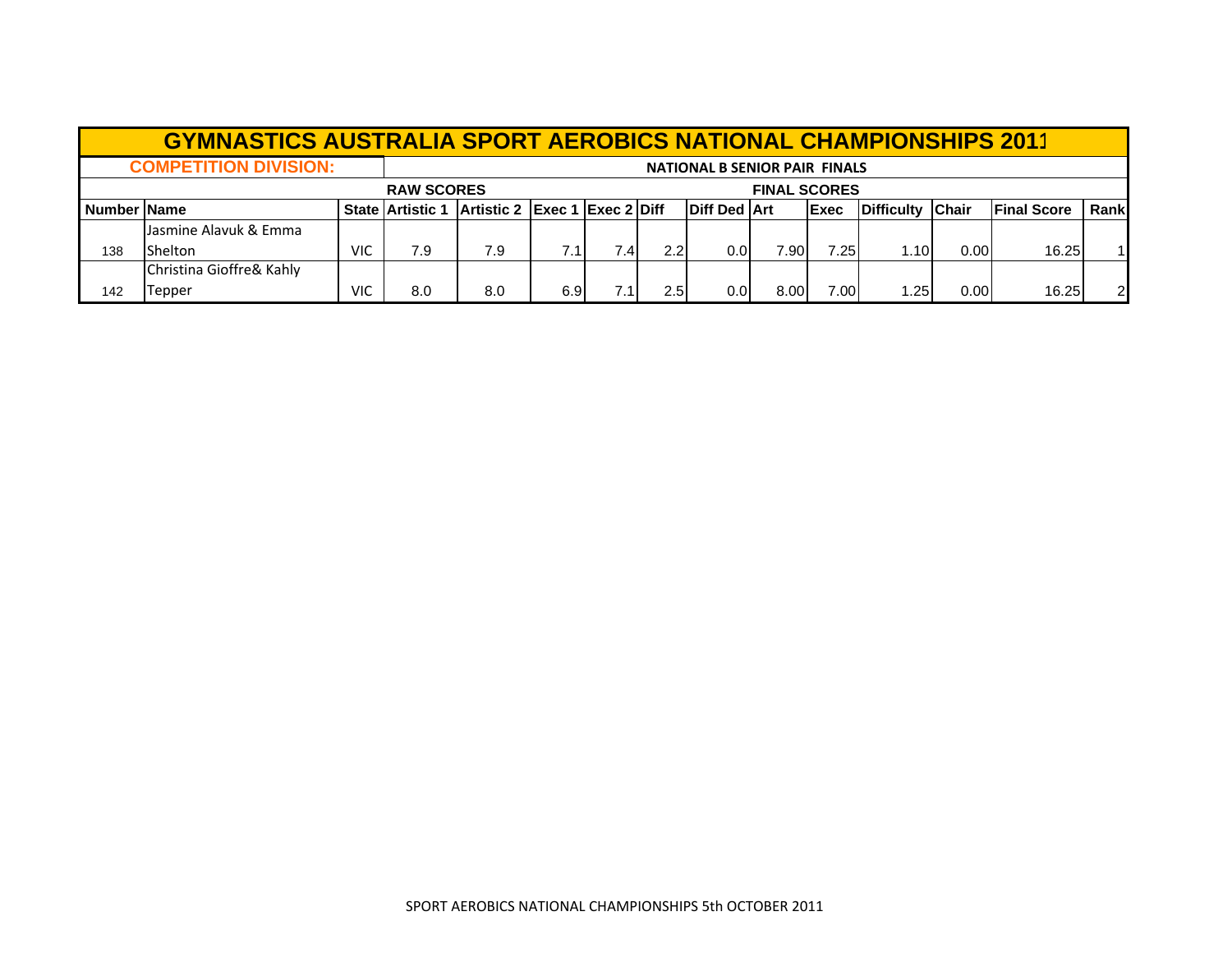| GYMNASTICS AUSTRALIA SPORT AEROBICS NATIONAL CHAMPIONSHIPS 2011 | | | | | | | | | | | | | | | | |
|---|---|---|---|---|---|---|---|---|---|---|---|---|---|---|---|---|
| COMPETITION DIVISION: | | | NATIONAL B SENIOR PAIR FINALS | | | | | | | | | | | | | |
| | | | RAW SCORES | | | | | | FINAL SCORES | | | | | | | |
| Number | Name | State | Artistic 1 | Artistic 2 | Exec 1 | Exec 2 | Diff | Diff Ded | Art | Exec | Difficulty | Chair | Final Score | Rank | | |
| 138 | Jasmine Alavuk & Emma Shelton | VIC | 7.9 | 7.9 | 7.1 | 7.4 | 2.2 | 0.0 | 7.90 | 7.25 | 1.10 | 0.00 | 16.25 | 1 | | |
| 142 | Christina Gioffre& Kahly Tepper | VIC | 8.0 | 8.0 | 6.9 | 7.1 | 2.5 | 0.0 | 8.00 | 7.00 | 1.25 | 0.00 | 16.25 | 2 | | |

SPORT AEROBICS NATIONAL CHAMPIONSHIPS 5th OCTOBER 2011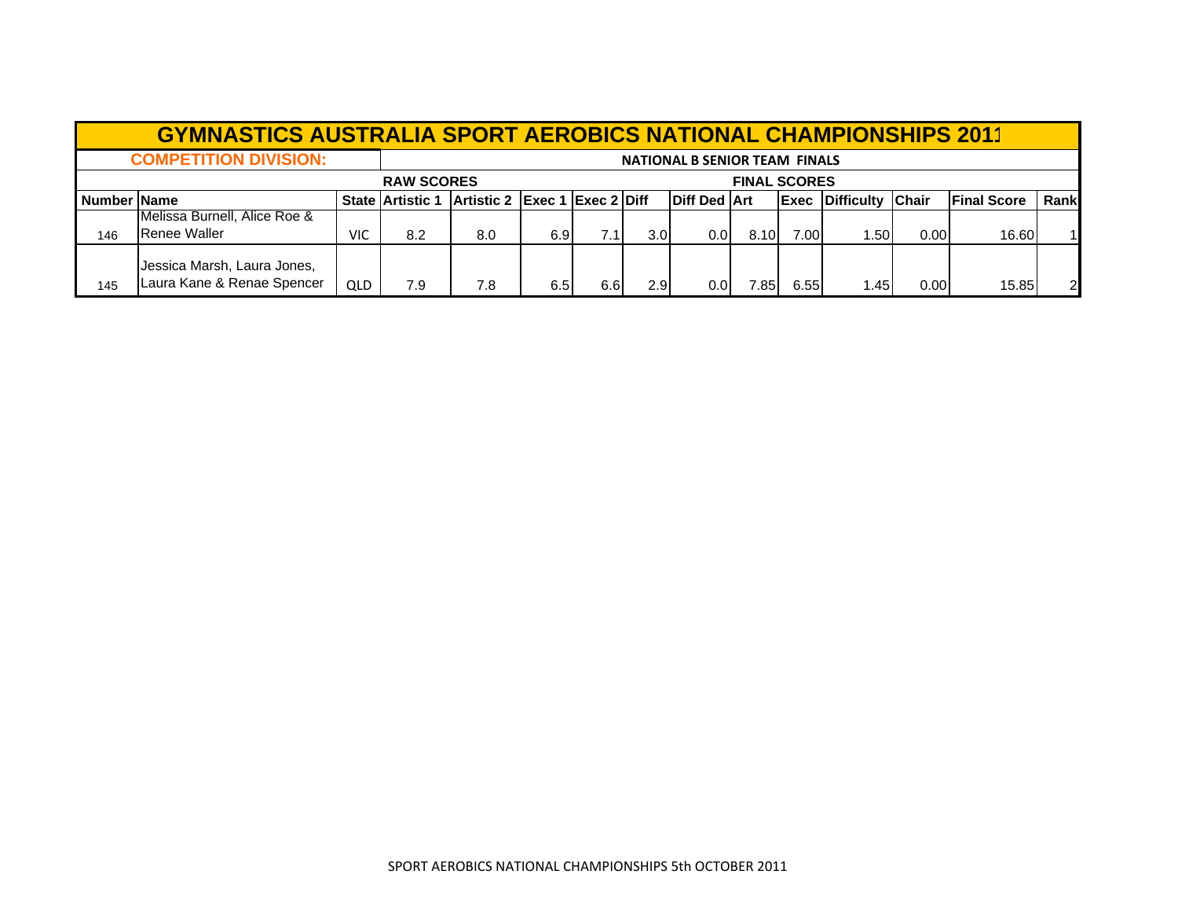| GYMNASTICS AUSTRALIA SPORT AEROBICS NATIONAL CHAMPIONSHIPS 2011 | | | | | | | | | | | | | | | |
|---|---|---|---|---|---|---|---|---|---|---|---|---|---|---|---|
| COMPETITION DIVISION: | | | NATIONAL B SENIOR TEAM FINALS | | | | | | | | | | | | |
| | | | RAW SCORES | | | | | | FINAL SCORES | | | | | | |
| Number | Name | State | Artistic 1 | Artistic 2 | Exec 1 | Exec 2 | Diff | Diff Ded | Art | Exec | Difficulty | Chair | Final Score | Rank |
| 146 | Melissa Burnell, Alice Roe & Renee Waller | VIC | 8.2 | 8.0 | 6.9 | 7.1 | 3.0 | 0.0 | 8.10 | 7.00 | 1.50 | 0.00 | 16.60 | 1 |
| 145 | Jessica Marsh, Laura Jones, Laura Kane & Renae Spencer | QLD | 7.9 | 7.8 | 6.5 | 6.6 | 2.9 | 0.0 | 7.85 | 6.55 | 1.45 | 0.00 | 15.85 | 2 |

SPORT AEROBICS NATIONAL CHAMPIONSHIPS 5th OCTOBER 2011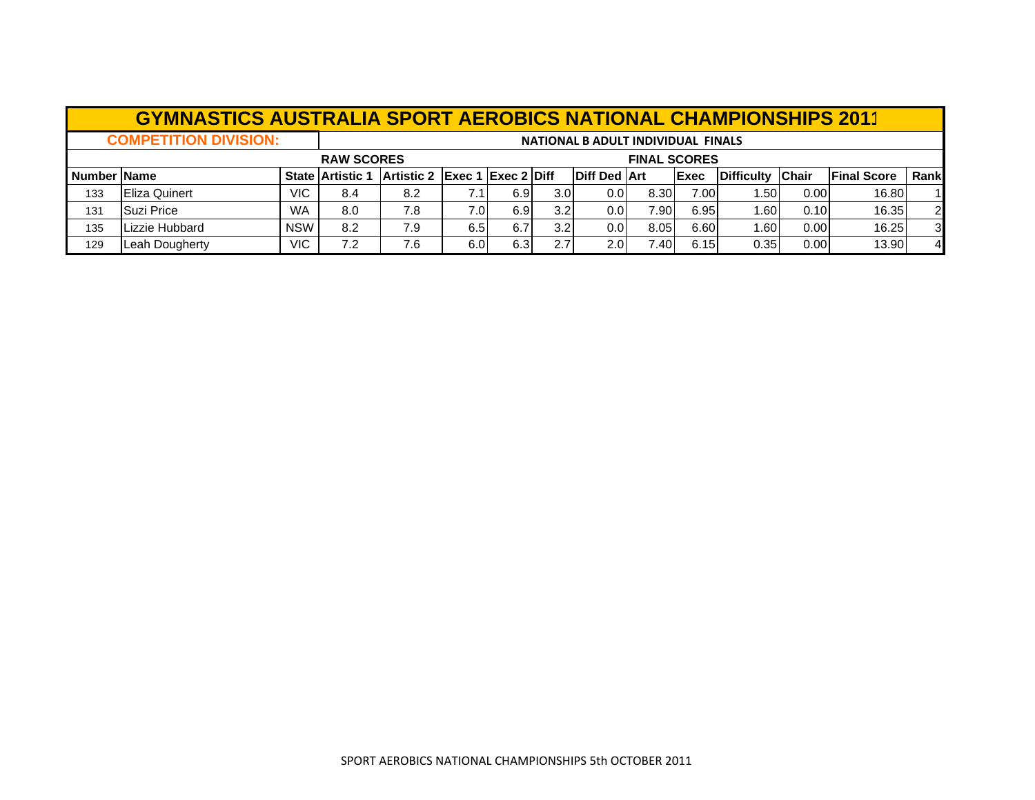# GYMNASTICS AUSTRALIA SPORT AEROBICS NATIONAL CHAMPIONSHIPS 2011

**COMPETITION DIVISION:** **NATIONAL B ADULT INDIVIDUAL FINALS**

| | | | RAW SCORES | | | | | | FINAL SCORES | | | | | |
|---|---|---|---|---|---|---|---|---|---|---|---|---|---|---|
| **Number** | **Name** | **State** | **Artistic 1** | **Artistic 2** | **Exec 1** | **Exec 2** | **Diff** | **Diff Ded** | **Art** | **Exec** | **Difficulty** | **Chair** | **Final Score** | **Rank** |
| 133 | Eliza Quinert | VIC | 8.4 | 8.2 | 7.1 | 6.9 | 3.0 | 0.0 | 8.30 | 7.00 | 1.50 | 0.00 | 16.80 | 1 |
| 131 | Suzi Price | WA | 8.0 | 7.8 | 7.0 | 6.9 | 3.2 | 0.0 | 7.90 | 6.95 | 1.60 | 0.10 | 16.35 | 2 |
| 135 | Lizzie Hubbard | NSW | 8.2 | 7.9 | 6.5 | 6.7 | 3.2 | 0.0 | 8.05 | 6.60 | 1.60 | 0.00 | 16.25 | 3 |
| 129 | Leah Dougherty | VIC | 7.2 | 7.6 | 6.0 | 6.3 | 2.7 | 2.0 | 7.40 | 6.15 | 0.35 | 0.00 | 13.90 | 4 |

SPORT AEROBICS NATIONAL CHAMPIONSHIPS 5th OCTOBER 2011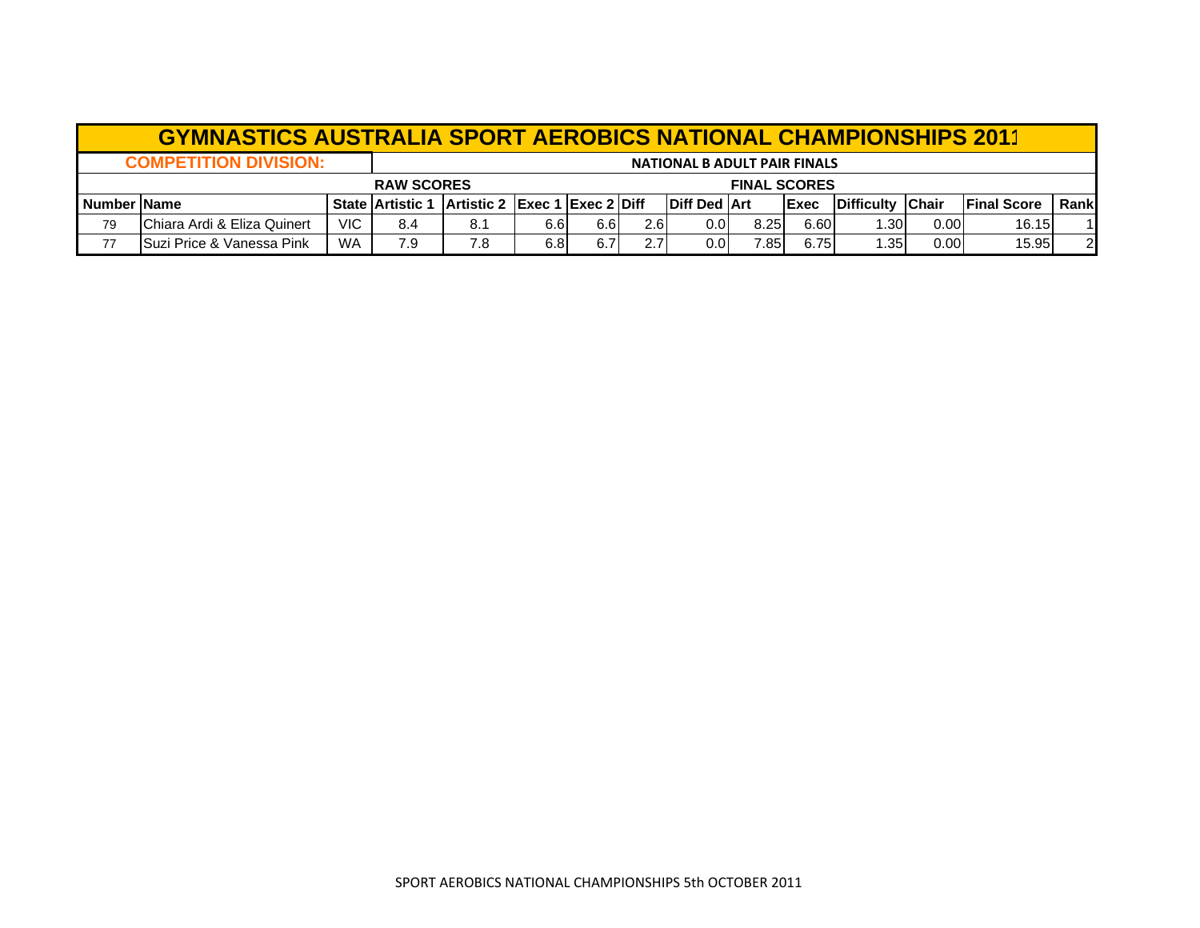# GYMNASTICS AUSTRALIA SPORT AEROBICS NATIONAL CHAMPIONSHIPS 2011

**COMPETITION DIVISION:** **NATIONAL B ADULT PAIR FINALS**

| | | | RAW SCORES | | | | | | FINAL SCORES | | | | | |
|---|---|---|---|---|---|---|---|---|---|---|---|---|---|---|
| **Number** | **Name** | **State** | **Artistic 1** | **Artistic 2** | **Exec 1** | **Exec 2** | **Diff** | **Diff Ded** | **Art** | **Exec** | **Difficulty** | **Chair** | **Final Score** | **Rank** |
| 79 | Chiara Ardi & Eliza Quinert | VIC | 8.4 | 8.1 | 6.6 | 6.6 | 2.6 | 0.0 | 8.25 | 6.60 | 1.30 | 0.00 | 16.15 | 1 |
| 77 | Suzi Price & Vanessa Pink | WA | 7.9 | 7.8 | 6.8 | 6.7 | 2.7 | 0.0 | 7.85 | 6.75 | 1.35 | 0.00 | 15.95 | 2 |

SPORT AEROBICS NATIONAL CHAMPIONSHIPS 5th OCTOBER 2011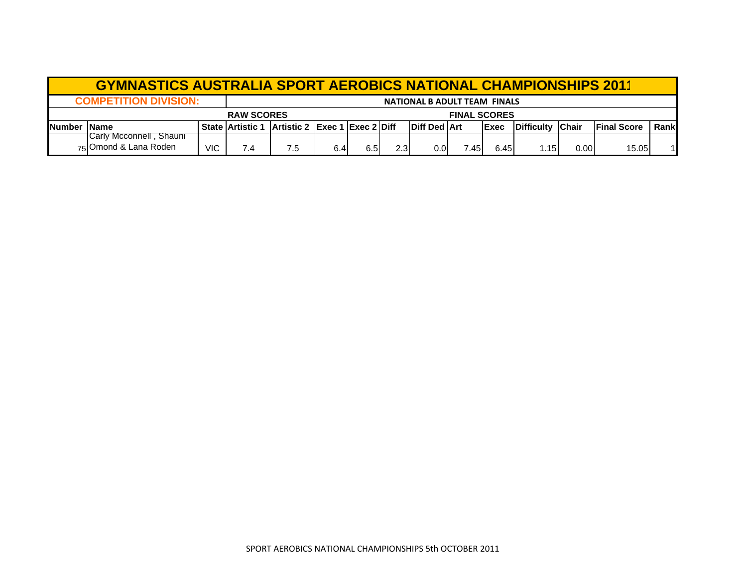# GYMNASTICS AUSTRALIA SPORT AEROBICS NATIONAL CHAMPIONSHIPS 2011

**COMPETITION DIVISION:** NATIONAL B ADULT TEAM FINALS

| | | | RAW SCORES | | | | | | FINAL SCORES | | | | | |
|---|---|---|---|---|---|---|---|---|---|---|---|---|---|---|
| **Number** | **Name** | **State** | **Artistic 1** | **Artistic 2** | **Exec 1** | **Exec 2** | **Diff** | **Diff Ded** | **Art** | **Exec** | **Difficulty** | **Chair** | **Final Score** | **Rank** |
| 75 | Carly Mcconnell , Shauni Omond & Lana Roden | VIC | 7.4 | 7.5 | 6.4 | 6.5 | 2.3 | 0.0 | 7.45 | 6.45 | 1.15 | 0.00 | 15.05 | 1 |

SPORT AEROBICS NATIONAL CHAMPIONSHIPS 5th OCTOBER 2011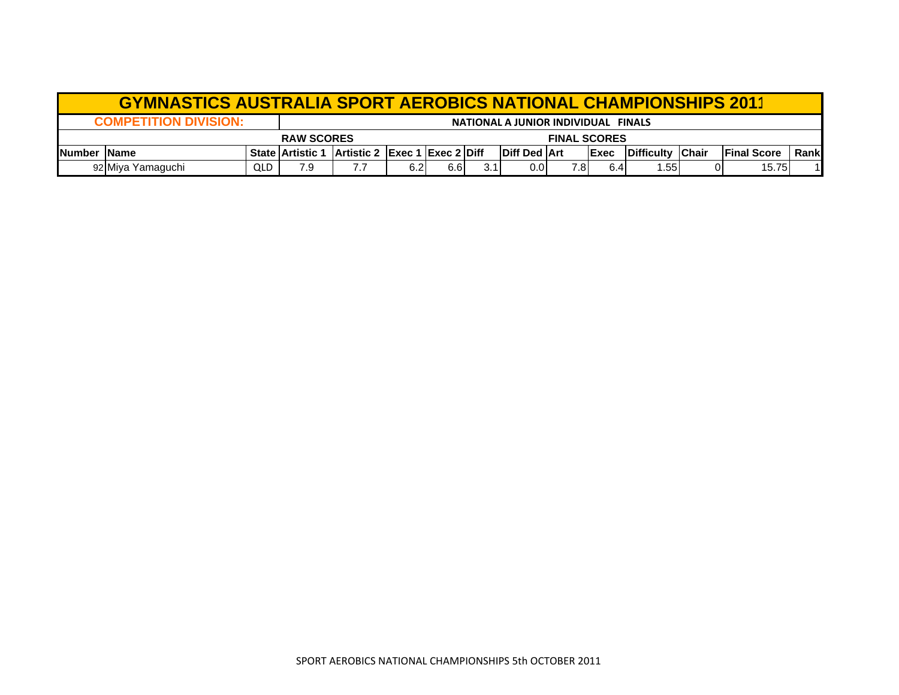# GYMNASTICS AUSTRALIA SPORT AEROBICS NATIONAL CHAMPIONSHIPS 2011

| COMPETITION DIVISION: | | | NATIONAL A JUNIOR INDIVIDUAL FINALS | | | | | | | | | | | | |
|---|---|---|---|---|---|---|---|---|---|---|---|---|---|---|---|
| | | | RAW SCORES | | | | | | FINAL SCORES | | | | | | |
| Number | Name | State | Artistic 1 | Artistic 2 | Exec 1 | Exec 2 | Diff | Diff Ded | Art | Exec | Difficulty | Chair | Final Score | Rank |
| 92 | Miya Yamaguchi | QLD | 7.9 | 7.7 | 6.2 | 6.6 | 3.1 | 0.0 | 7.8 | 6.4 | 1.55 | 0 | 15.75 | 1 |

SPORT AEROBICS NATIONAL CHAMPIONSHIPS 5th OCTOBER 2011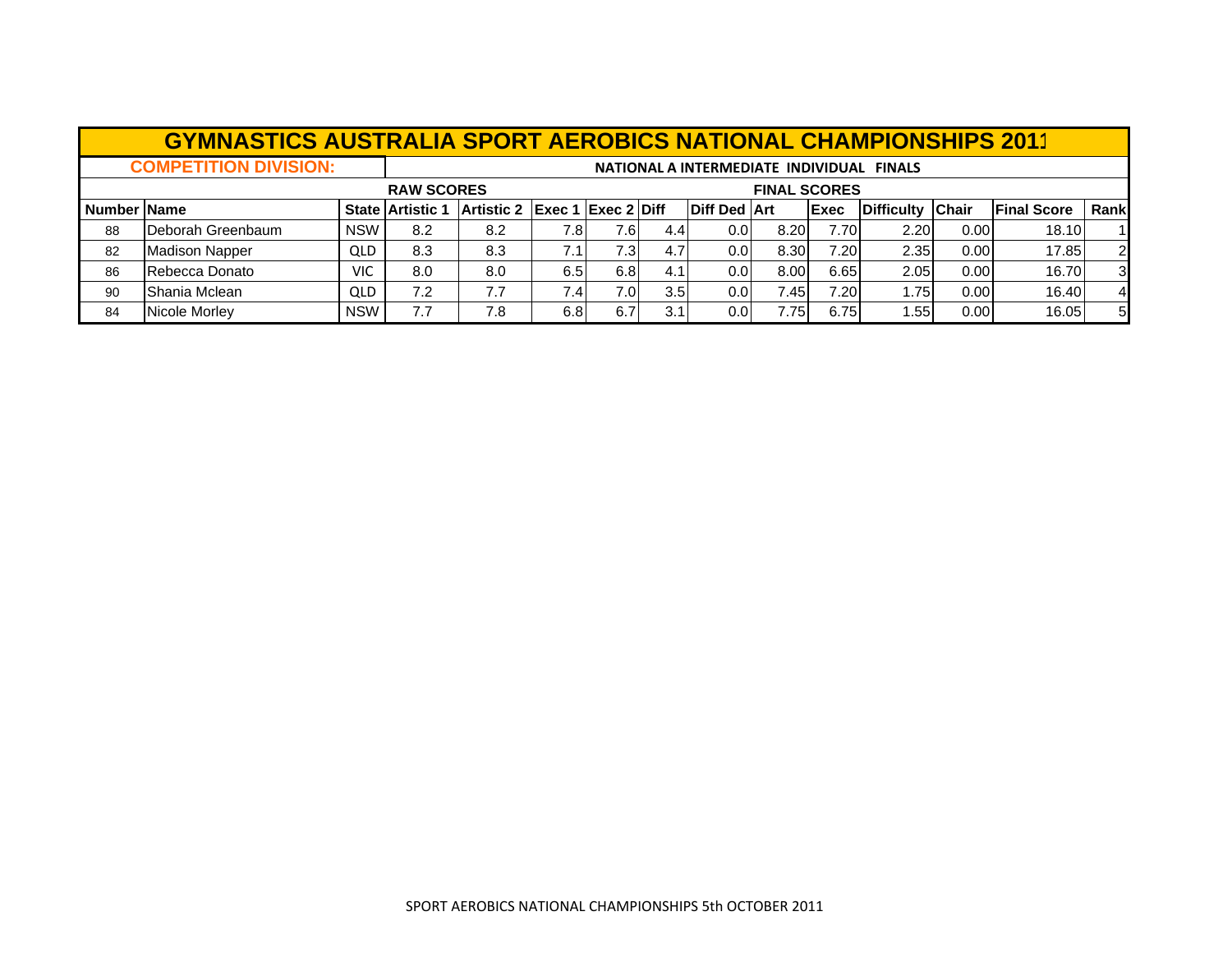# GYMNASTICS AUSTRALIA SPORT AEROBICS NATIONAL CHAMPIONSHIPS 2011

**COMPETITION DIVISION:** NATIONAL A INTERMEDIATE INDIVIDUAL FINALS

| | | | RAW SCORES | | | | | | FINAL SCORES | | | | | |
|---|---|---|---|---|---|---|---|---|---|---|---|---|---|---|
| Number | Name | State | Artistic 1 | Artistic 2 | Exec 1 | Exec 2 | Diff | Diff Ded | Art | Exec | Difficulty | Chair | Final Score | Rank |
| 88 | Deborah Greenbaum | NSW | 8.2 | 8.2 | 7.8 | 7.6 | 4.4 | 0.0 | 8.20 | 7.70 | 2.20 | 0.00 | 18.10 | 1 |
| 82 | Madison Napper | QLD | 8.3 | 8.3 | 7.1 | 7.3 | 4.7 | 0.0 | 8.30 | 7.20 | 2.35 | 0.00 | 17.85 | 2 |
| 86 | Rebecca Donato | VIC | 8.0 | 8.0 | 6.5 | 6.8 | 4.1 | 0.0 | 8.00 | 6.65 | 2.05 | 0.00 | 16.70 | 3 |
| 90 | Shania Mclean | QLD | 7.2 | 7.7 | 7.4 | 7.0 | 3.5 | 0.0 | 7.45 | 7.20 | 1.75 | 0.00 | 16.40 | 4 |
| 84 | Nicole Morley | NSW | 7.7 | 7.8 | 6.8 | 6.7 | 3.1 | 0.0 | 7.75 | 6.75 | 1.55 | 0.00 | 16.05 | 5 |

SPORT AEROBICS NATIONAL CHAMPIONSHIPS 5th OCTOBER 2011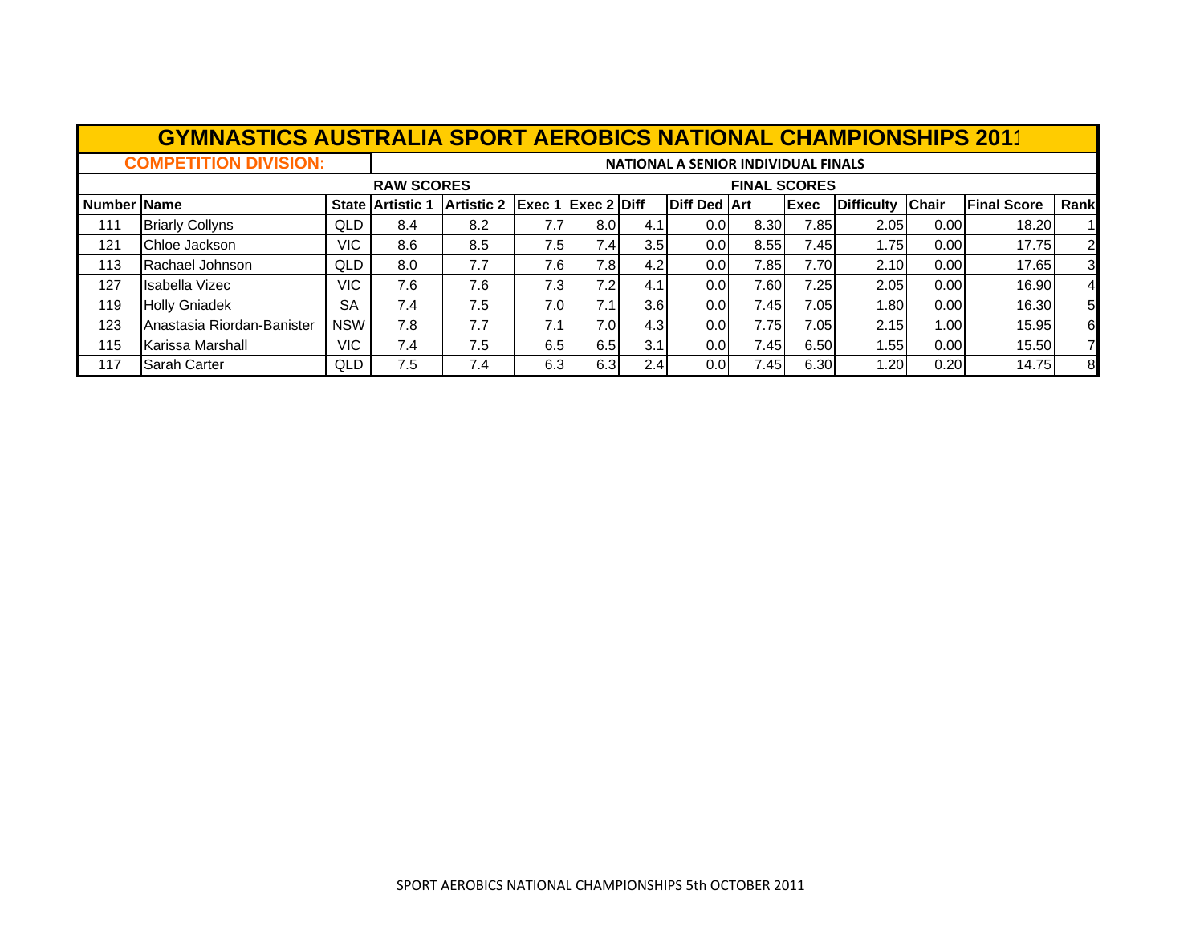# GYMNASTICS AUSTRALIA SPORT AEROBICS NATIONAL CHAMPIONSHIPS 2011

| **COMPETITION DIVISION:** | | | **NATIONAL A SENIOR INDIVIDUAL FINALS** | | | | | | | | | | | | |
|---|---|---|---|---|---|---|---|---|---|---|---|---|---|---|---|
| | | | **RAW SCORES** | | | | | | **FINAL SCORES** | | | | | | |
| **Number** | **Name** | **State** | **Artistic 1** | **Artistic 2** | **Exec 1** | **Exec 2** | **Diff** | **Diff Ded** | **Art** | **Exec** | **Difficulty** | **Chair** | **Final Score** | **Rank** |
| 111 | Briarly Collyns | QLD | 8.4 | 8.2 | 7.7 | 8.0 | 4.1 | 0.0 | 8.30 | 7.85 | 2.05 | 0.00 | 18.20 | 1 |
| 121 | Chloe Jackson | VIC | 8.6 | 8.5 | 7.5 | 7.4 | 3.5 | 0.0 | 8.55 | 7.45 | 1.75 | 0.00 | 17.75 | 2 |
| 113 | Rachael Johnson | QLD | 8.0 | 7.7 | 7.6 | 7.8 | 4.2 | 0.0 | 7.85 | 7.70 | 2.10 | 0.00 | 17.65 | 3 |
| 127 | Isabella Vizec | VIC | 7.6 | 7.6 | 7.3 | 7.2 | 4.1 | 0.0 | 7.60 | 7.25 | 2.05 | 0.00 | 16.90 | 4 |
| 119 | Holly Gniadek | SA | 7.4 | 7.5 | 7.0 | 7.1 | 3.6 | 0.0 | 7.45 | 7.05 | 1.80 | 0.00 | 16.30 | 5 |
| 123 | Anastasia Riordan-Banister | NSW | 7.8 | 7.7 | 7.1 | 7.0 | 4.3 | 0.0 | 7.75 | 7.05 | 2.15 | 1.00 | 15.95 | 6 |
| 115 | Karissa Marshall | VIC | 7.4 | 7.5 | 6.5 | 6.5 | 3.1 | 0.0 | 7.45 | 6.50 | 1.55 | 0.00 | 15.50 | 7 |
| 117 | Sarah Carter | QLD | 7.5 | 7.4 | 6.3 | 6.3 | 2.4 | 0.0 | 7.45 | 6.30 | 1.20 | 0.20 | 14.75 | 8 |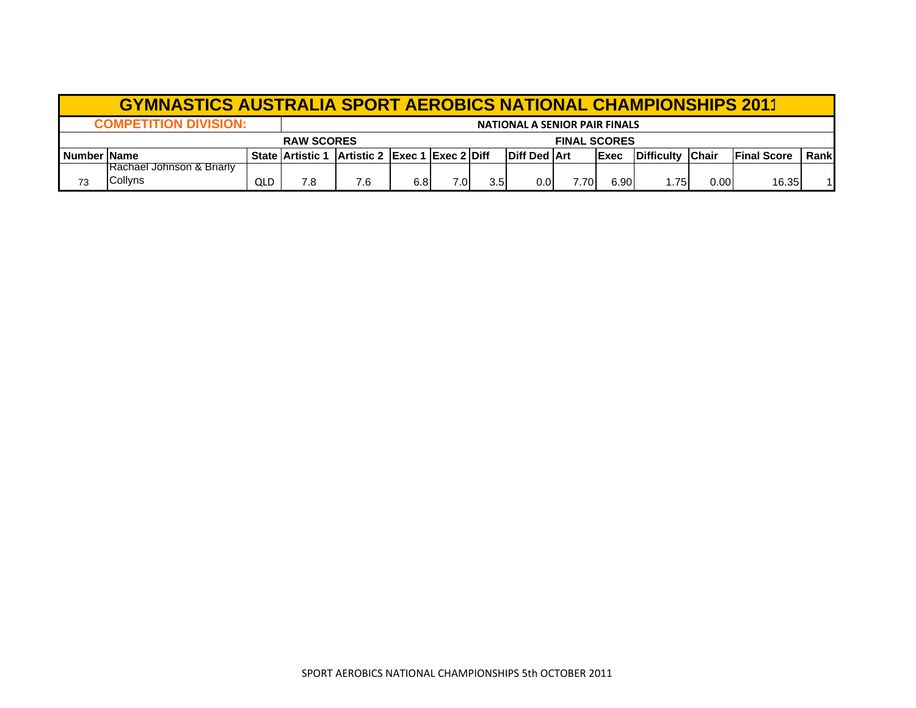# GYMNASTICS AUSTRALIA SPORT AEROBICS NATIONAL CHAMPIONSHIPS 2011

**COMPETITION DIVISION:** NATIONAL A SENIOR PAIR FINALS

| | | | RAW SCORES | | | | | | FINAL SCORES | | | | | |
|---|---|---|---|---|---|---|---|---|---|---|---|---|---|---|
| **Number** | **Name** | **State** | **Artistic 1** | **Artistic 2** | **Exec 1** | **Exec 2** | **Diff** | **Diff Ded** | **Art** | **Exec** | **Difficulty** | **Chair** | **Final Score** | **Rank** |
| 73 | Rachael Johnson & Briarly Collyns | QLD | 7.8 | 7.6 | 6.8 | 7.0 | 3.5 | 0.0 | 7.70 | 6.90 | 1.75 | 0.00 | 16.35 | 1 |

SPORT AEROBICS NATIONAL CHAMPIONSHIPS 5th OCTOBER 2011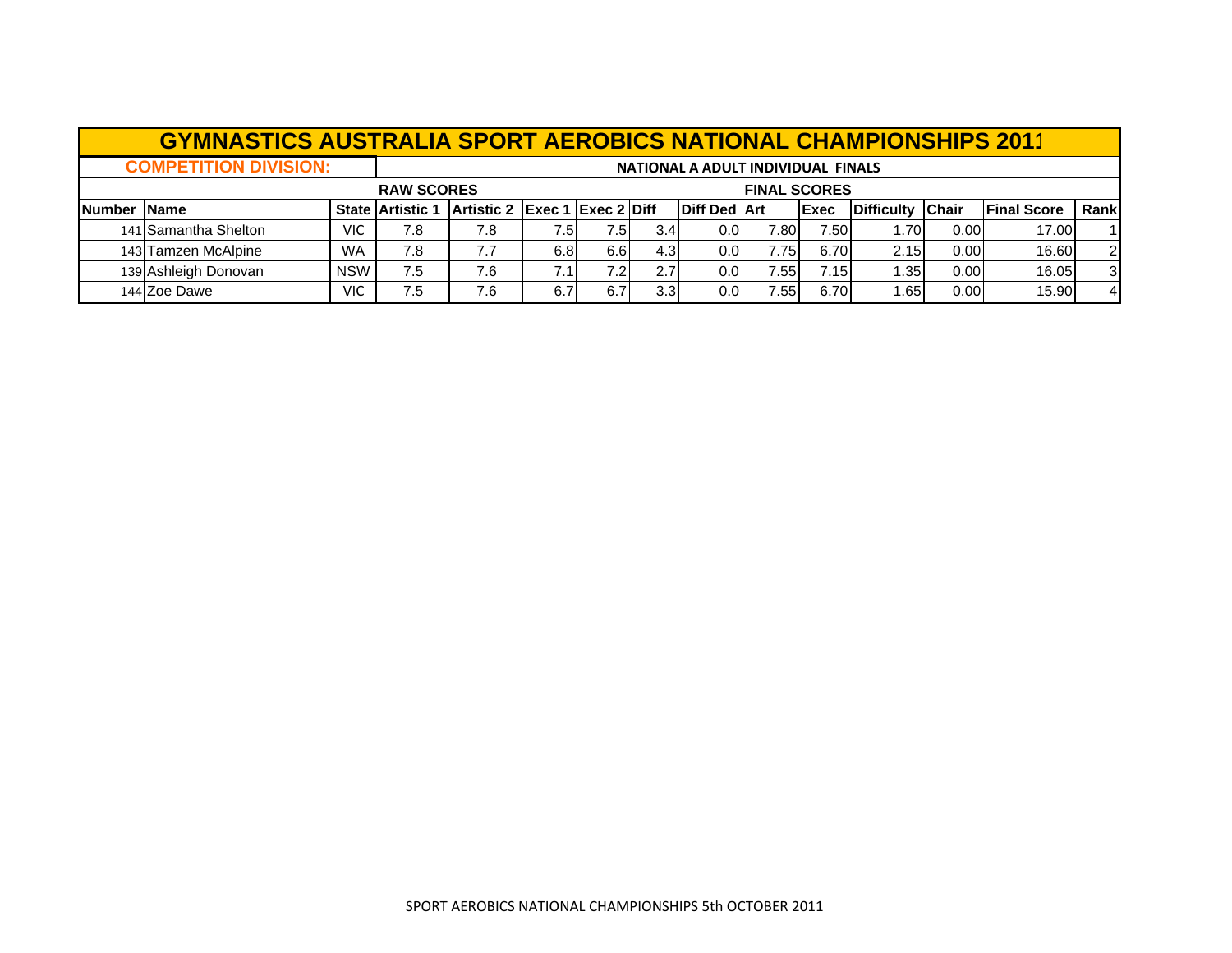| GYMNASTICS AUSTRALIA SPORT AEROBICS NATIONAL CHAMPIONSHIPS 2011 | | | | | | | | | | | | | | | |
|---|---|---|---|---|---|---|---|---|---|---|---|---|---|---|---|
| COMPETITION DIVISION: | | | NATIONAL A ADULT INDIVIDUAL FINALS | | | | | | | | | | | | |
| | | | RAW SCORES | | | | | | | FINAL SCORES | | | | | |
| Number | Name | State | Artistic 1 | Artistic 2 | Exec 1 | Exec 2 | Diff | Diff Ded | Art | Exec | Difficulty | Chair | Final Score | Rank |
| 141 | Samantha Shelton | VIC | 7.8 | 7.8 | 7.5 | 7.5 | 3.4 | 0.0 | 7.80 | 7.50 | 1.70 | 0.00 | 17.00 | 1 |
| 143 | Tamzen McAlpine | WA | 7.8 | 7.7 | 6.8 | 6.6 | 4.3 | 0.0 | 7.75 | 6.70 | 2.15 | 0.00 | 16.60 | 2 |
| 139 | Ashleigh Donovan | NSW | 7.5 | 7.6 | 7.1 | 7.2 | 2.7 | 0.0 | 7.55 | 7.15 | 1.35 | 0.00 | 16.05 | 3 |
| 144 | Zoe Dawe | VIC | 7.5 | 7.6 | 6.7 | 6.7 | 3.3 | 0.0 | 7.55 | 6.70 | 1.65 | 0.00 | 15.90 | 4 |

SPORT AEROBICS NATIONAL CHAMPIONSHIPS 5th OCTOBER 2011